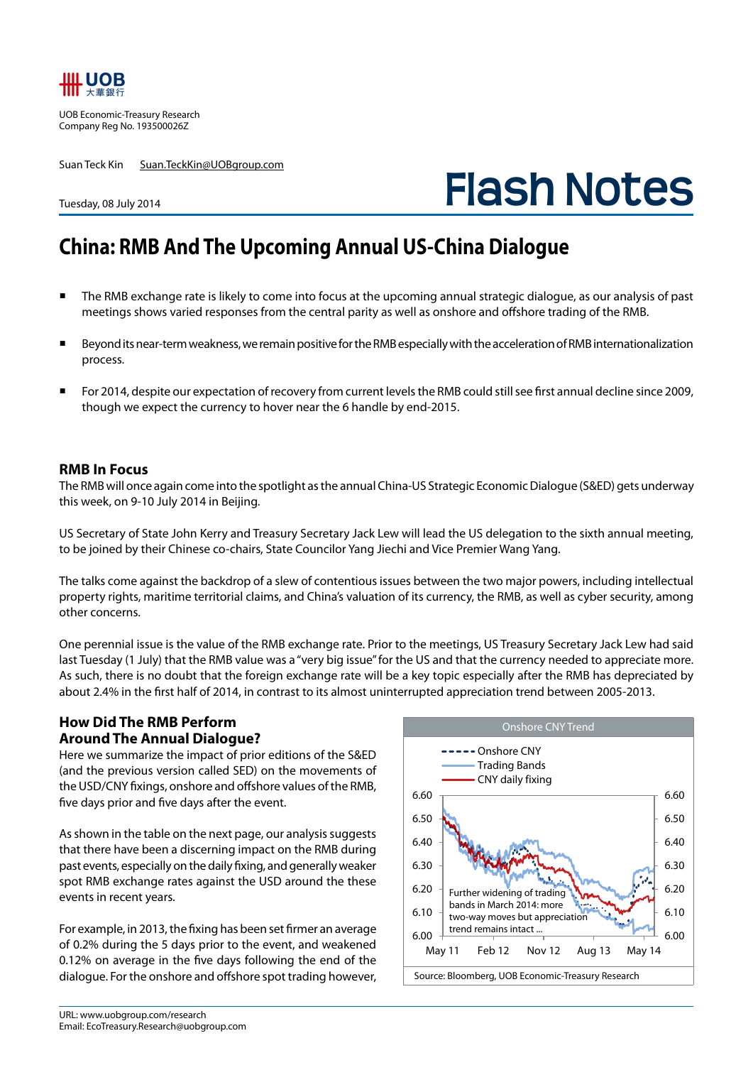UOB Economic-Treasury Research
Company Reg No. 193500026Z

Suan Teck Kin Suan.TeckKin@UOBgroup.com

Tuesday, 08 July 2014

# Flash Notes

## China: RMB And The Upcoming Annual US-China Dialogue

- The RMB exchange rate is likely to come into focus at the upcoming annual strategic dialogue, as our analysis of past meetings shows varied responses from the central parity as well as onshore and offshore trading of the RMB.
- Beyond its near-term weakness, we remain positive for the RMB especially with the acceleration of RMB internationalization process.
- For 2014, despite our expectation of recovery from current levels the RMB could still see first annual decline since 2009, though we expect the currency to hover near the 6 handle by end-2015.

### RMB In Focus

The RMB will once again come into the spotlight as the annual China-US Strategic Economic Dialogue (S&ED) gets underway this week, on 9-10 July 2014 in Beijing.

US Secretary of State John Kerry and Treasury Secretary Jack Lew will lead the US delegation to the sixth annual meeting, to be joined by their Chinese co-chairs, State Councilor Yang Jiechi and Vice Premier Wang Yang.

The talks come against the backdrop of a slew of contentious issues between the two major powers, including intellectual property rights, maritime territorial claims, and China's valuation of its currency, the RMB, as well as cyber security, among other concerns.

One perennial issue is the value of the RMB exchange rate. Prior to the meetings, US Treasury Secretary Jack Lew had said last Tuesday (1 July) that the RMB value was a "very big issue" for the US and that the currency needed to appreciate more. As such, there is no doubt that the foreign exchange rate will be a key topic especially after the RMB has depreciated by about 2.4% in the first half of 2014, in contrast to its almost uninterrupted appreciation trend between 2005-2013.

### How Did The RMB Perform Around The Annual Dialogue?

Here we summarize the impact of prior editions of the S&ED (and the previous version called SED) on the movements of the USD/CNY fixings, onshore and offshore values of the RMB, five days prior and five days after the event.

As shown in the table on the next page, our analysis suggests that there have been a discerning impact on the RMB during past events, especially on the daily fixing, and generally weaker spot RMB exchange rates against the USD around the these events in recent years.

For example, in 2013, the fixing has been set firmer an average of 0.2% during the 5 days prior to the event, and weakened 0.12% on average in the five days following the end of the dialogue. For the onshore and offshore spot trading however,

**Onshore CNY Trend**

Legend: Onshore CNY; Trading Bands; CNY daily fixing

Y-axis: 6.00–6.60; X-axis: May 11, Feb 12, Nov 12, Aug 13, May 14

Annotation: Further widening of trading bands in March 2014: more two-way moves but appreciation trend remains intact ...

Source: Bloomberg, UOB Economic-Treasury Research

URL: www.uobgroup.com/research
Email: EcoTreasury.Research@uobgroup.com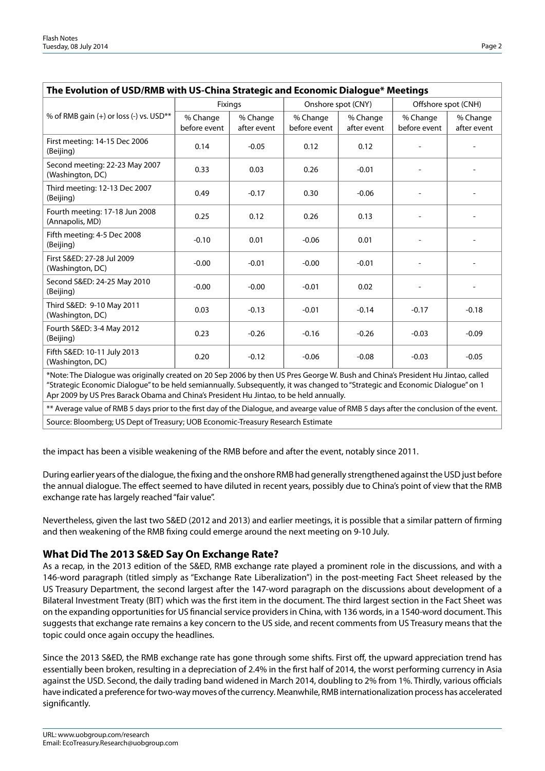**The Evolution of USD/RMB with US-China Strategic and Economic Dialogue* Meetings**

| % of RMB gain (+) or loss (-) vs. USD** | Fixings | | Onshore spot (CNY) | | Offshore spot (CNH) | |
|---|---|---|---|---|---|---|
| | % Change before event | % Change after event | % Change before event | % Change after event | % Change before event | % Change after event |
| First meeting: 14-15 Dec 2006 (Beijing) | 0.14 | -0.05 | 0.12 | 0.12 | - | - |
| Second meeting: 22-23 May 2007 (Washington, DC) | 0.33 | 0.03 | 0.26 | -0.01 | - | - |
| Third meeting: 12-13 Dec 2007 (Beijing) | 0.49 | -0.17 | 0.30 | -0.06 | - | - |
| Fourth meeting: 17-18 Jun 2008 (Annapolis, MD) | 0.25 | 0.12 | 0.26 | 0.13 | - | - |
| Fifth meeting: 4-5 Dec 2008 (Beijing) | -0.10 | 0.01 | -0.06 | 0.01 | - | - |
| First S&ED: 27-28 Jul 2009 (Washington, DC) | -0.00 | -0.01 | -0.00 | -0.01 | - | - |
| Second S&ED: 24-25 May 2010 (Beijing) | -0.00 | -0.00 | -0.01 | 0.02 | - | - |
| Third S&ED: 9-10 May 2011 (Washington, DC) | 0.03 | -0.13 | -0.01 | -0.14 | -0.17 | -0.18 |
| Fourth S&ED: 3-4 May 2012 (Beijing) | 0.23 | -0.26 | -0.16 | -0.26 | -0.03 | -0.09 |
| Fifth S&ED: 10-11 July 2013 (Washington, DC) | 0.20 | -0.12 | -0.06 | -0.08 | -0.03 | -0.05 |

*Note: The Dialogue was originally created on 20 Sep 2006 by then US Pres George W. Bush and China's President Hu Jintao, called "Strategic Economic Dialogue" to be held semiannually. Subsequently, it was changed to "Strategic and Economic Dialogue" on 1 Apr 2009 by US Pres Barack Obama and China's President Hu Jintao, to be held annually.

** Average value of RMB 5 days prior to the first day of the Dialogue, and avearge value of RMB 5 days after the conclusion of the event.

Source: Bloomberg; US Dept of Treasury; UOB Economic-Treasury Research Estimate

the impact has been a visible weakening of the RMB before and after the event, notably since 2011.

During earlier years of the dialogue, the fixing and the onshore RMB had generally strengthened against the USD just before the annual dialogue. The effect seemed to have diluted in recent years, possibly due to China's point of view that the RMB exchange rate has largely reached "fair value".

Nevertheless, given the last two S&ED (2012 and 2013) and earlier meetings, it is possible that a similar pattern of firming and then weakening of the RMB fixing could emerge around the next meeting on 9-10 July.

## What Did The 2013 S&ED Say On Exchange Rate?

As a recap, in the 2013 edition of the S&ED, RMB exchange rate played a prominent role in the discussions, and with a 146-word paragraph (titled simply as "Exchange Rate Liberalization") in the post-meeting Fact Sheet released by the US Treasury Department, the second largest after the 147-word paragraph on the discussions about development of a Bilateral Investment Treaty (BIT) which was the first item in the document. The third largest section in the Fact Sheet was on the expanding opportunities for US financial service providers in China, with 136 words, in a 1540-word document. This suggests that exchange rate remains a key concern to the US side, and recent comments from US Treasury means that the topic could once again occupy the headlines.

Since the 2013 S&ED, the RMB exchange rate has gone through some shifts. First off, the upward appreciation trend has essentially been broken, resulting in a depreciation of 2.4% in the first half of 2014, the worst performing currency in Asia against the USD. Second, the daily trading band widened in March 2014, doubling to 2% from 1%. Thirdly, various officials have indicated a preference for two-way moves of the currency. Meanwhile, RMB internationalization process has accelerated significantly.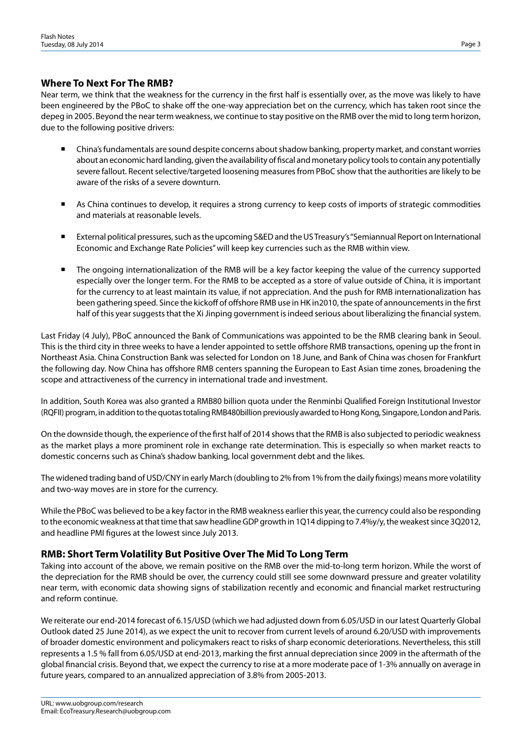## Where To Next For The RMB?

Near term, we think that the weakness for the currency in the first half is essentially over, as the move was likely to have been engineered by the PBoC to shake off the one-way appreciation bet on the currency, which has taken root since the depeg in 2005. Beyond the near term weakness, we continue to stay positive on the RMB over the mid to long term horizon, due to the following positive drivers:

- China's fundamentals are sound despite concerns about shadow banking, property market, and constant worries about an economic hard landing, given the availability of fiscal and monetary policy tools to contain any potentially severe fallout. Recent selective/targeted loosening measures from PBoC show that the authorities are likely to be aware of the risks of a severe downturn.

- As China continues to develop, it requires a strong currency to keep costs of imports of strategic commodities and materials at reasonable levels.

- External political pressures, such as the upcoming S&ED and the US Treasury's "Semiannual Report on International Economic and Exchange Rate Policies" will keep key currencies such as the RMB within view.

- The ongoing internationalization of the RMB will be a key factor keeping the value of the currency supported especially over the longer term. For the RMB to be accepted as a store of value outside of China, it is important for the currency to at least maintain its value, if not appreciation. And the push for RMB internationalization has been gathering speed. Since the kickoff of offshore RMB use in HK in2010, the spate of announcements in the first half of this year suggests that the Xi Jinping government is indeed serious about liberalizing the financial system.

Last Friday (4 July), PBoC announced the Bank of Communications was appointed to be the RMB clearing bank in Seoul. This is the third city in three weeks to have a lender appointed to settle offshore RMB transactions, opening up the front in Northeast Asia. China Construction Bank was selected for London on 18 June, and Bank of China was chosen for Frankfurt the following day. Now China has offshore RMB centers spanning the European to East Asian time zones, broadening the scope and attractiveness of the currency in international trade and investment.

In addition, South Korea was also granted a RMB80 billion quota under the Renminbi Qualified Foreign Institutional Investor (RQFII) program, in addition to the quotas totaling RMB480billion previously awarded to Hong Kong, Singapore, London and Paris.

On the downside though, the experience of the first half of 2014 shows that the RMB is also subjected to periodic weakness as the market plays a more prominent role in exchange rate determination. This is especially so when market reacts to domestic concerns such as China's shadow banking, local government debt and the likes.

The widened trading band of USD/CNY in early March (doubling to 2% from 1% from the daily fixings) means more volatility and two-way moves are in store for the currency.

While the PBoC was believed to be a key factor in the RMB weakness earlier this year, the currency could also be responding to the economic weakness at that time that saw headline GDP growth in 1Q14 dipping to 7.4%y/y, the weakest since 3Q2012, and headline PMI figures at the lowest since July 2013.

## RMB: Short Term Volatility But Positive Over The Mid To Long Term

Taking into account of the above, we remain positive on the RMB over the mid-to-long term horizon. While the worst of the depreciation for the RMB should be over, the currency could still see some downward pressure and greater volatility near term, with economic data showing signs of stabilization recently and economic and financial market restructuring and reform continue.

We reiterate our end-2014 forecast of 6.15/USD (which we had adjusted down from 6.05/USD in our latest Quarterly Global Outlook dated 25 June 2014), as we expect the unit to recover from current levels of around 6.20/USD with improvements of broader domestic environment and policymakers react to risks of sharp economic deteriorations. Nevertheless, this still represents a 1.5 % fall from 6.05/USD at end-2013, marking the first annual depreciation since 2009 in the aftermath of the global financial crisis. Beyond that, we expect the currency to rise at a more moderate pace of 1-3% annually on average in future years, compared to an annualized appreciation of 3.8% from 2005-2013.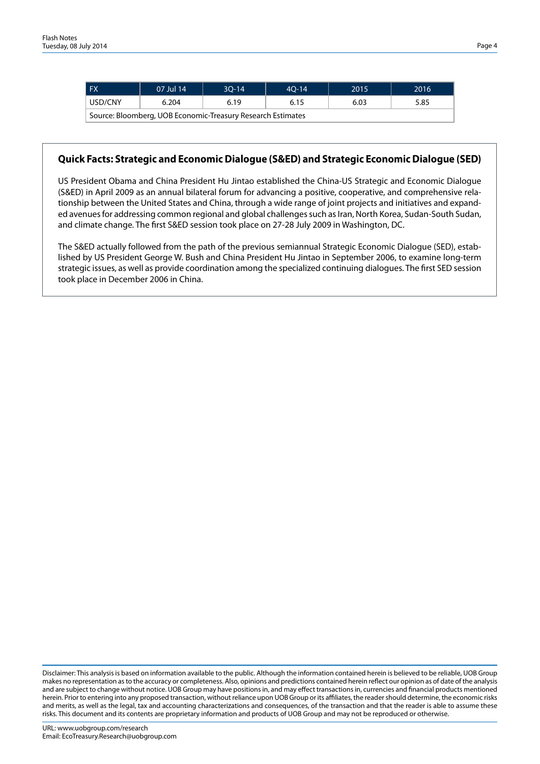| FX | 07 Jul 14 | 3Q-14 | 4Q-14 | 2015 | 2016 |
|---|---|---|---|---|---|
| USD/CNY | 6.204 | 6.19 | 6.15 | 6.03 | 5.85 |

Source: Bloomberg, UOB Economic-Treasury Research Estimates

## Quick Facts: Strategic and Economic Dialogue (S&ED) and Strategic Economic Dialogue (SED)

US President Obama and China President Hu Jintao established the China-US Strategic and Economic Dialogue (S&ED) in April 2009 as an annual bilateral forum for advancing a positive, cooperative, and comprehensive relationship between the United States and China, through a wide range of joint projects and initiatives and expanded avenues for addressing common regional and global challenges such as Iran, North Korea, Sudan-South Sudan, and climate change. The first S&ED session took place on 27-28 July 2009 in Washington, DC.

The S&ED actually followed from the path of the previous semiannual Strategic Economic Dialogue (SED), established by US President George W. Bush and China President Hu Jintao in September 2006, to examine long-term strategic issues, as well as provide coordination among the specialized continuing dialogues. The first SED session took place in December 2006 in China.

Disclaimer: This analysis is based on information available to the public. Although the information contained herein is believed to be reliable, UOB Group makes no representation as to the accuracy or completeness. Also, opinions and predictions contained herein reflect our opinion as of date of the analysis and are subject to change without notice. UOB Group may have positions in, and may effect transactions in, currencies and financial products mentioned herein. Prior to entering into any proposed transaction, without reliance upon UOB Group or its affiliates, the reader should determine, the economic risks and merits, as well as the legal, tax and accounting characterizations and consequences, of the transaction and that the reader is able to assume these risks. This document and its contents are proprietary information and products of UOB Group and may not be reproduced or otherwise.

URL: www.uobgroup.com/research
Email: EcoTreasury.Research@uobgroup.com